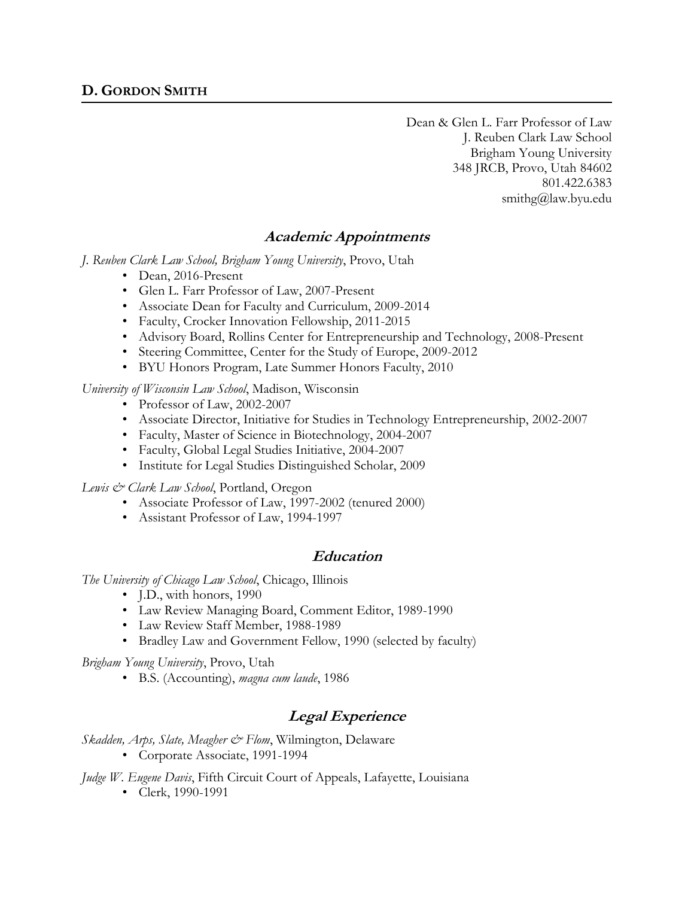## D. GORDON SMITH

Dean & Glen L. Farr Professor of Law
J. Reuben Clark Law School
Brigham Young University
348 JRCB, Provo, Utah 84602
801.422.6383
smithg@law.byu.edu

### *Academic Appointments*

*J. Reuben Clark Law School, Brigham Young University*, Provo, Utah

- Dean, 2016-Present
- Glen L. Farr Professor of Law, 2007-Present
- Associate Dean for Faculty and Curriculum, 2009-2014
- Faculty, Crocker Innovation Fellowship, 2011-2015
- Advisory Board, Rollins Center for Entrepreneurship and Technology, 2008-Present
- Steering Committee, Center for the Study of Europe, 2009-2012
- BYU Honors Program, Late Summer Honors Faculty, 2010

*University of Wisconsin Law School*, Madison, Wisconsin

- Professor of Law, 2002-2007
- Associate Director, Initiative for Studies in Technology Entrepreneurship, 2002-2007
- Faculty, Master of Science in Biotechnology, 2004-2007
- Faculty, Global Legal Studies Initiative, 2004-2007
- Institute for Legal Studies Distinguished Scholar, 2009

*Lewis & Clark Law School*, Portland, Oregon

- Associate Professor of Law, 1997-2002 (tenured 2000)
- Assistant Professor of Law, 1994-1997

### *Education*

*The University of Chicago Law School*, Chicago, Illinois

- J.D., with honors, 1990
- Law Review Managing Board, Comment Editor, 1989-1990
- Law Review Staff Member, 1988-1989
- Bradley Law and Government Fellow, 1990 (selected by faculty)

*Brigham Young University*, Provo, Utah

- B.S. (Accounting), *magna cum laude*, 1986

### *Legal Experience*

*Skadden, Arps, Slate, Meagher & Flom*, Wilmington, Delaware

- Corporate Associate, 1991-1994

*Judge W. Eugene Davis*, Fifth Circuit Court of Appeals, Lafayette, Louisiana

- Clerk, 1990-1991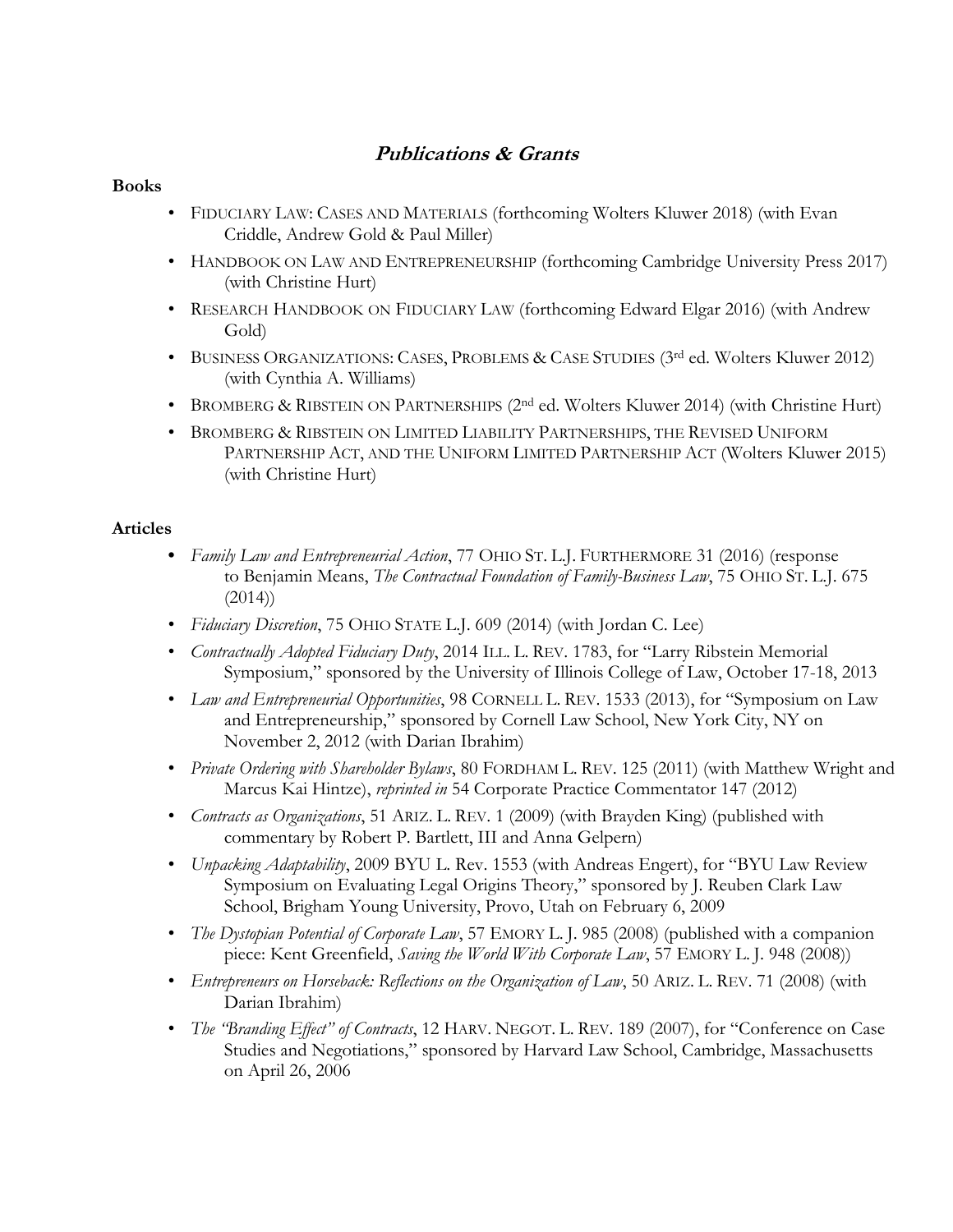# ***Publications & Grants***

**Books**

- FIDUCIARY LAW: CASES AND MATERIALS (forthcoming Wolters Kluwer 2018) (with Evan Criddle, Andrew Gold & Paul Miller)
- HANDBOOK ON LAW AND ENTREPRENEURSHIP (forthcoming Cambridge University Press 2017) (with Christine Hurt)
- RESEARCH HANDBOOK ON FIDUCIARY LAW (forthcoming Edward Elgar 2016) (with Andrew Gold)
- BUSINESS ORGANIZATIONS: CASES, PROBLEMS & CASE STUDIES (3rd ed. Wolters Kluwer 2012) (with Cynthia A. Williams)
- BROMBERG & RIBSTEIN ON PARTNERSHIPS (2nd ed. Wolters Kluwer 2014) (with Christine Hurt)
- BROMBERG & RIBSTEIN ON LIMITED LIABILITY PARTNERSHIPS, THE REVISED UNIFORM PARTNERSHIP ACT, AND THE UNIFORM LIMITED PARTNERSHIP ACT (Wolters Kluwer 2015) (with Christine Hurt)

**Articles**

- *Family Law and Entrepreneurial Action*, 77 OHIO ST. L.J. FURTHERMORE 31 (2016) (response to Benjamin Means, *The Contractual Foundation of Family-Business Law*, 75 OHIO ST. L.J. 675 (2014))
- *Fiduciary Discretion*, 75 OHIO STATE L.J. 609 (2014) (with Jordan C. Lee)
- *Contractually Adopted Fiduciary Duty*, 2014 ILL. L. REV. 1783, for "Larry Ribstein Memorial Symposium," sponsored by the University of Illinois College of Law, October 17-18, 2013
- *Law and Entrepreneurial Opportunities*, 98 CORNELL L. REV. 1533 (2013), for "Symposium on Law and Entrepreneurship," sponsored by Cornell Law School, New York City, NY on November 2, 2012 (with Darian Ibrahim)
- *Private Ordering with Shareholder Bylaws*, 80 FORDHAM L. REV. 125 (2011) (with Matthew Wright and Marcus Kai Hintze), *reprinted in* 54 Corporate Practice Commentator 147 (2012)
- *Contracts as Organizations*, 51 ARIZ. L. REV. 1 (2009) (with Brayden King) (published with commentary by Robert P. Bartlett, III and Anna Gelpern)
- *Unpacking Adaptability*, 2009 BYU L. Rev. 1553 (with Andreas Engert), for "BYU Law Review Symposium on Evaluating Legal Origins Theory," sponsored by J. Reuben Clark Law School, Brigham Young University, Provo, Utah on February 6, 2009
- *The Dystopian Potential of Corporate Law*, 57 EMORY L. J. 985 (2008) (published with a companion piece: Kent Greenfield, *Saving the World With Corporate Law*, 57 EMORY L. J. 948 (2008))
- *Entrepreneurs on Horseback: Reflections on the Organization of Law*, 50 ARIZ. L. REV. 71 (2008) (with Darian Ibrahim)
- *The "Branding Effect" of Contracts*, 12 HARV. NEGOT. L. REV. 189 (2007), for "Conference on Case Studies and Negotiations," sponsored by Harvard Law School, Cambridge, Massachusetts on April 26, 2006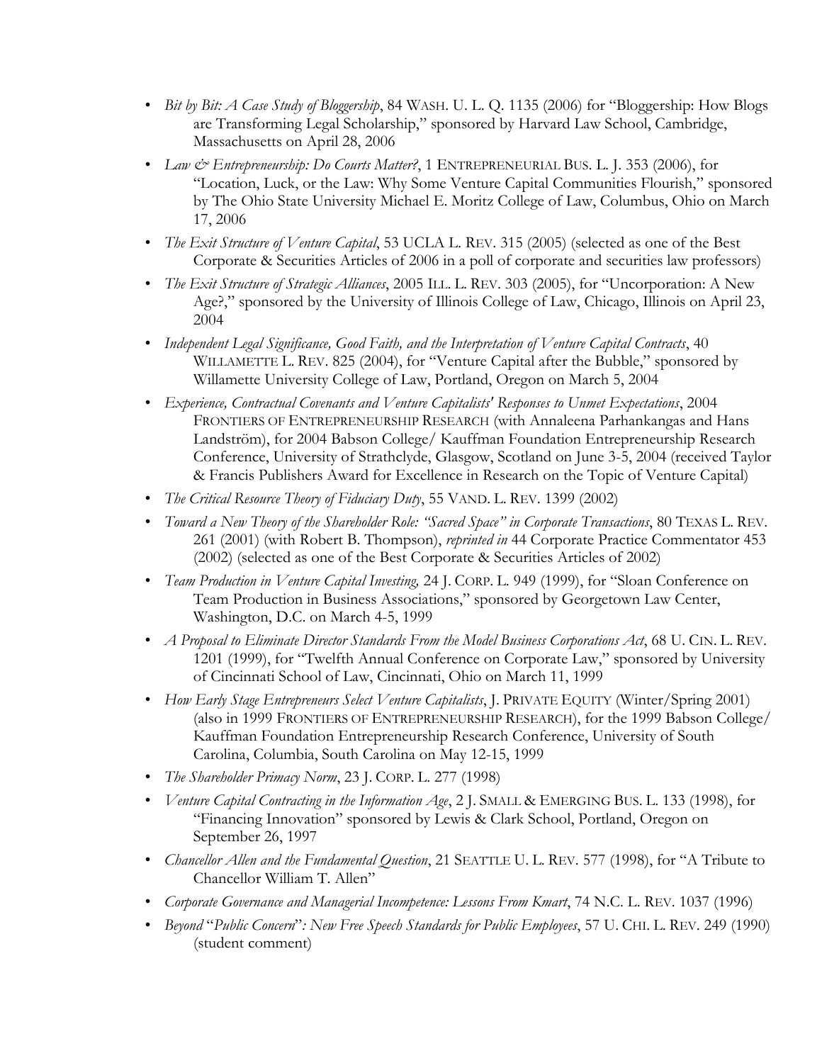- *Bit by Bit: A Case Study of Bloggership*, 84 WASH. U. L. Q. 1135 (2006) for "Bloggership: How Blogs are Transforming Legal Scholarship," sponsored by Harvard Law School, Cambridge, Massachusetts on April 28, 2006
- *Law & Entrepreneurship: Do Courts Matter?*, 1 ENTREPRENEURIAL BUS. L. J. 353 (2006), for "Location, Luck, or the Law: Why Some Venture Capital Communities Flourish," sponsored by The Ohio State University Michael E. Moritz College of Law, Columbus, Ohio on March 17, 2006
- *The Exit Structure of Venture Capital*, 53 UCLA L. REV. 315 (2005) (selected as one of the Best Corporate & Securities Articles of 2006 in a poll of corporate and securities law professors)
- *The Exit Structure of Strategic Alliances*, 2005 ILL. L. REV. 303 (2005), for "Uncorporation: A New Age?," sponsored by the University of Illinois College of Law, Chicago, Illinois on April 23, 2004
- *Independent Legal Significance, Good Faith, and the Interpretation of Venture Capital Contracts*, 40 WILLAMETTE L. REV. 825 (2004), for "Venture Capital after the Bubble," sponsored by Willamette University College of Law, Portland, Oregon on March 5, 2004
- *Experience, Contractual Covenants and Venture Capitalists' Responses to Unmet Expectations*, 2004 FRONTIERS OF ENTREPRENEURSHIP RESEARCH (with Annaleena Parhankangas and Hans Landström), for 2004 Babson College/ Kauffman Foundation Entrepreneurship Research Conference, University of Strathclyde, Glasgow, Scotland on June 3-5, 2004 (received Taylor & Francis Publishers Award for Excellence in Research on the Topic of Venture Capital)
- *The Critical Resource Theory of Fiduciary Duty*, 55 VAND. L. REV. 1399 (2002)
- *Toward a New Theory of the Shareholder Role: "Sacred Space" in Corporate Transactions*, 80 TEXAS L. REV. 261 (2001) (with Robert B. Thompson), *reprinted in* 44 Corporate Practice Commentator 453 (2002) (selected as one of the Best Corporate & Securities Articles of 2002)
- *Team Production in Venture Capital Investing,* 24 J. CORP. L. 949 (1999), for "Sloan Conference on Team Production in Business Associations," sponsored by Georgetown Law Center, Washington, D.C. on March 4-5, 1999
- *A Proposal to Eliminate Director Standards From the Model Business Corporations Act*, 68 U. CIN. L. REV. 1201 (1999), for "Twelfth Annual Conference on Corporate Law," sponsored by University of Cincinnati School of Law, Cincinnati, Ohio on March 11, 1999
- *How Early Stage Entrepreneurs Select Venture Capitalists*, J. PRIVATE EQUITY (Winter/Spring 2001) (also in 1999 FRONTIERS OF ENTREPRENEURSHIP RESEARCH), for the 1999 Babson College/ Kauffman Foundation Entrepreneurship Research Conference, University of South Carolina, Columbia, South Carolina on May 12-15, 1999
- *The Shareholder Primacy Norm*, 23 J. CORP. L. 277 (1998)
- *Venture Capital Contracting in the Information Age*, 2 J. SMALL & EMERGING BUS. L. 133 (1998), for "Financing Innovation" sponsored by Lewis & Clark School, Portland, Oregon on September 26, 1997
- *Chancellor Allen and the Fundamental Question*, 21 SEATTLE U. L. REV. 577 (1998), for "A Tribute to Chancellor William T. Allen"
- *Corporate Governance and Managerial Incompetence: Lessons From Kmart*, 74 N.C. L. REV. 1037 (1996)
- *Beyond "Public Concern": New Free Speech Standards for Public Employees*, 57 U. CHI. L. REV. 249 (1990) (student comment)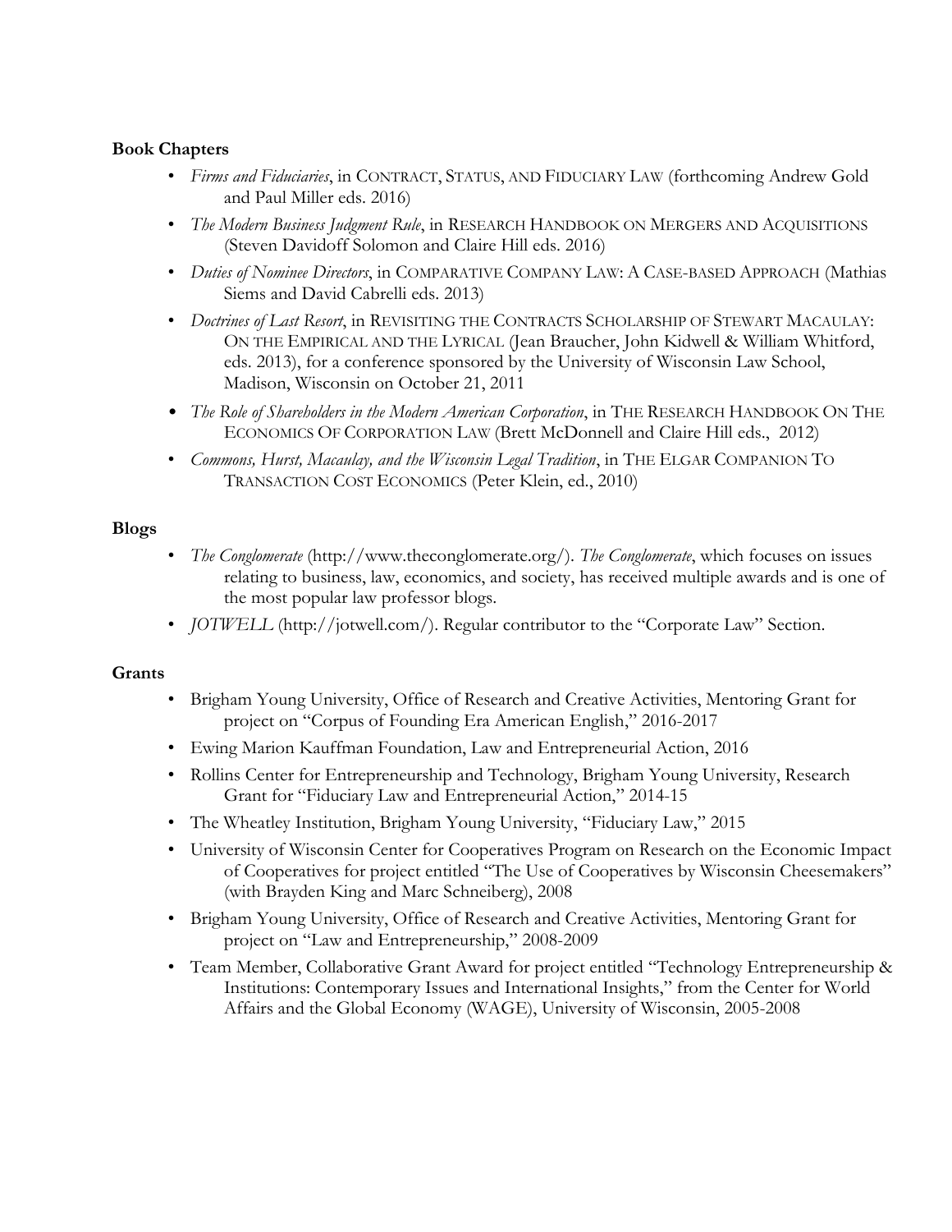**Book Chapters**

- *Firms and Fiduciaries*, in CONTRACT, STATUS, AND FIDUCIARY LAW (forthcoming Andrew Gold and Paul Miller eds. 2016)
- *The Modern Business Judgment Rule*, in RESEARCH HANDBOOK ON MERGERS AND ACQUISITIONS (Steven Davidoff Solomon and Claire Hill eds. 2016)
- *Duties of Nominee Directors*, in COMPARATIVE COMPANY LAW: A CASE-BASED APPROACH (Mathias Siems and David Cabrelli eds. 2013)
- *Doctrines of Last Resort*, in REVISITING THE CONTRACTS SCHOLARSHIP OF STEWART MACAULAY: ON THE EMPIRICAL AND THE LYRICAL (Jean Braucher, John Kidwell & William Whitford, eds. 2013), for a conference sponsored by the University of Wisconsin Law School, Madison, Wisconsin on October 21, 2011
- *The Role of Shareholders in the Modern American Corporation*, in THE RESEARCH HANDBOOK ON THE ECONOMICS OF CORPORATION LAW (Brett McDonnell and Claire Hill eds., 2012)
- *Commons, Hurst, Macaulay, and the Wisconsin Legal Tradition*, in THE ELGAR COMPANION TO TRANSACTION COST ECONOMICS (Peter Klein, ed., 2010)

**Blogs**

- *The Conglomerate* (http://www.theconglomerate.org/). *The Conglomerate*, which focuses on issues relating to business, law, economics, and society, has received multiple awards and is one of the most popular law professor blogs.
- *JOTWELL* (http://jotwell.com/). Regular contributor to the "Corporate Law" Section.

**Grants**

- Brigham Young University, Office of Research and Creative Activities, Mentoring Grant for project on "Corpus of Founding Era American English," 2016-2017
- Ewing Marion Kauffman Foundation, Law and Entrepreneurial Action, 2016
- Rollins Center for Entrepreneurship and Technology, Brigham Young University, Research Grant for "Fiduciary Law and Entrepreneurial Action," 2014-15
- The Wheatley Institution, Brigham Young University, "Fiduciary Law," 2015
- University of Wisconsin Center for Cooperatives Program on Research on the Economic Impact of Cooperatives for project entitled "The Use of Cooperatives by Wisconsin Cheesemakers" (with Brayden King and Marc Schneiberg), 2008
- Brigham Young University, Office of Research and Creative Activities, Mentoring Grant for project on "Law and Entrepreneurship," 2008-2009
- Team Member, Collaborative Grant Award for project entitled "Technology Entrepreneurship & Institutions: Contemporary Issues and International Insights," from the Center for World Affairs and the Global Economy (WAGE), University of Wisconsin, 2005-2008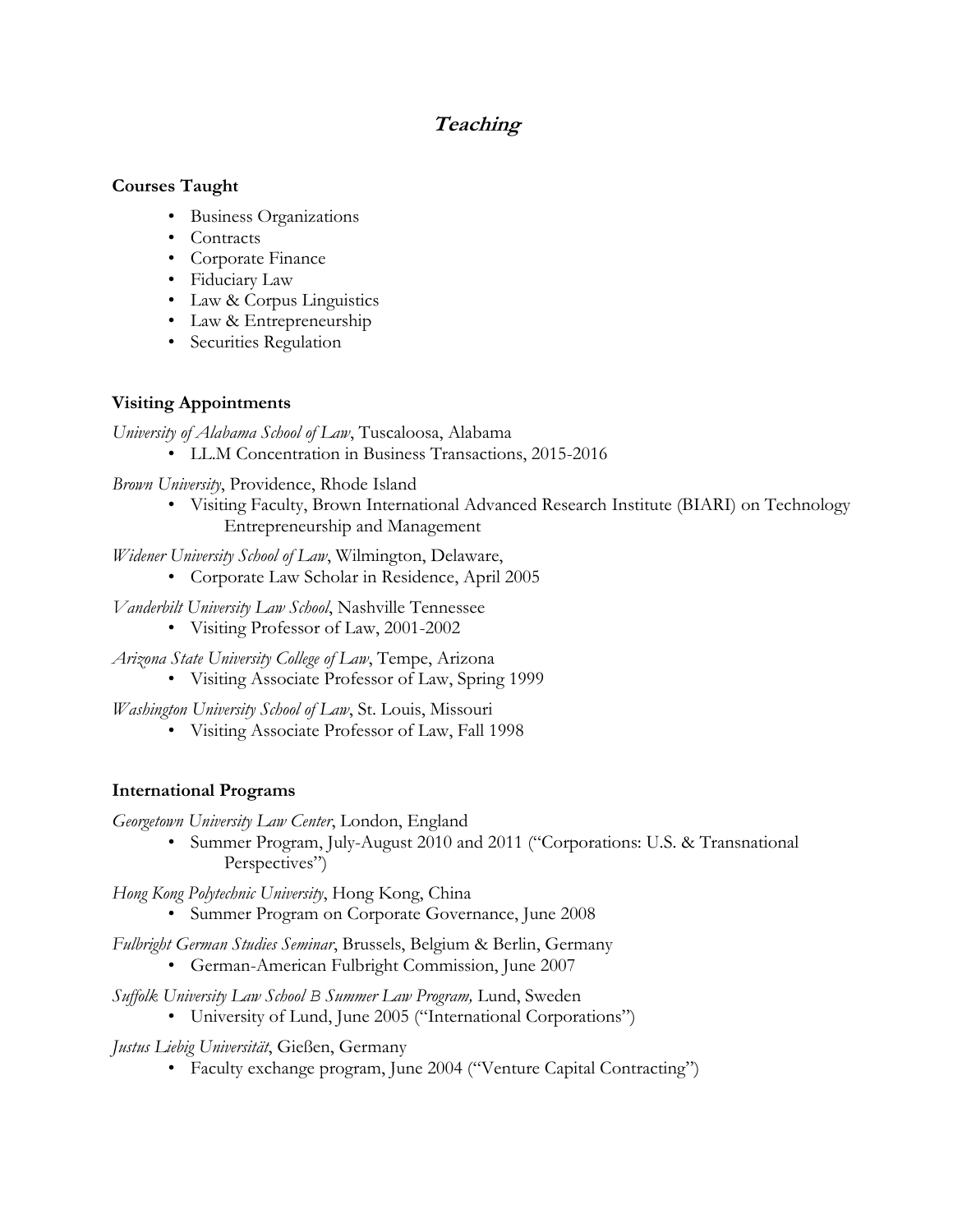## *Teaching*

**Courses Taught**

- Business Organizations
- Contracts
- Corporate Finance
- Fiduciary Law
- Law & Corpus Linguistics
- Law & Entrepreneurship
- Securities Regulation

**Visiting Appointments**

*University of Alabama School of Law*, Tuscaloosa, Alabama

- LL.M Concentration in Business Transactions, 2015-2016

*Brown University*, Providence, Rhode Island

- Visiting Faculty, Brown International Advanced Research Institute (BIARI) on Technology Entrepreneurship and Management

*Widener University School of Law*, Wilmington, Delaware,

- Corporate Law Scholar in Residence, April 2005

*Vanderbilt University Law School*, Nashville Tennessee

- Visiting Professor of Law, 2001-2002

*Arizona State University College of Law*, Tempe, Arizona

- Visiting Associate Professor of Law, Spring 1999

*Washington University School of Law*, St. Louis, Missouri

- Visiting Associate Professor of Law, Fall 1998

**International Programs**

*Georgetown University Law Center*, London, England

- Summer Program, July-August 2010 and 2011 ("Corporations: U.S. & Transnational Perspectives")

*Hong Kong Polytechnic University*, Hong Kong, China

- Summer Program on Corporate Governance, June 2008

*Fulbright German Studies Seminar*, Brussels, Belgium & Berlin, Germany

- German-American Fulbright Commission, June 2007

*Suffolk University Law School B Summer Law Program,* Lund, Sweden

- University of Lund, June 2005 ("International Corporations")

*Justus Liebig Universität*, Gießen, Germany

- Faculty exchange program, June 2004 ("Venture Capital Contracting")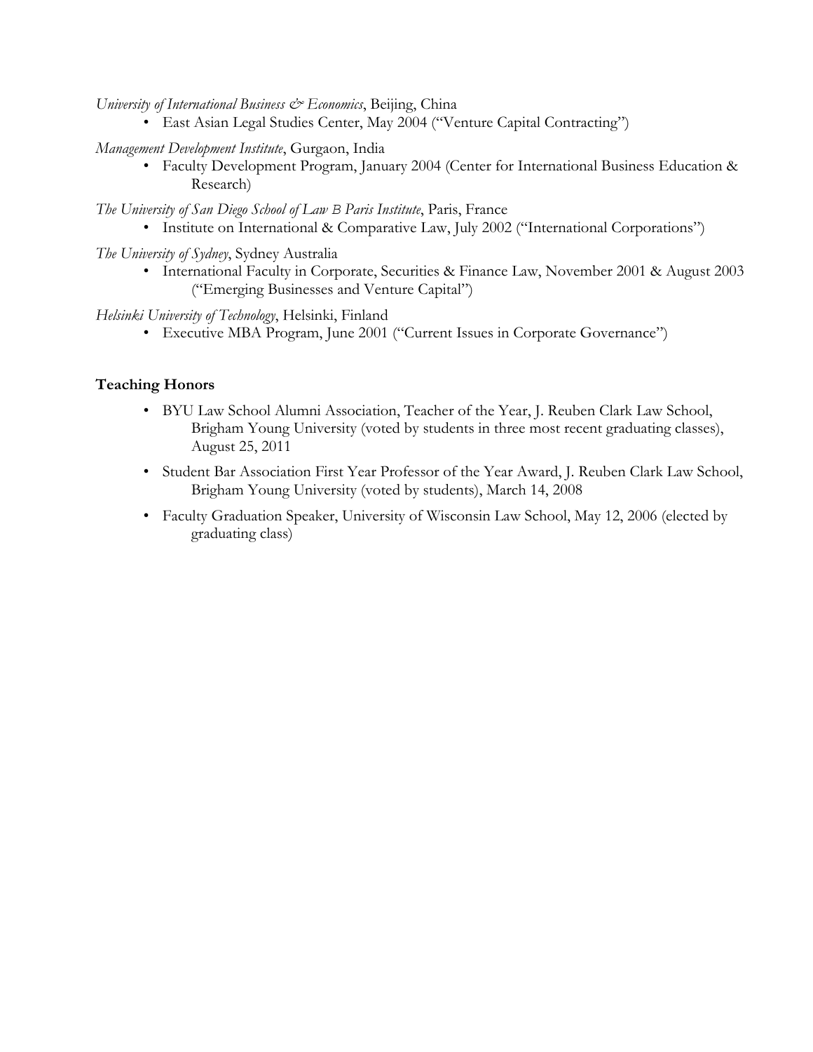*University of International Business & Economics*, Beijing, China

- East Asian Legal Studies Center, May 2004 ("Venture Capital Contracting")

*Management Development Institute*, Gurgaon, India

- Faculty Development Program, January 2004 (Center for International Business Education & Research)

*The University of San Diego School of Law B Paris Institute*, Paris, France

- Institute on International & Comparative Law, July 2002 ("International Corporations")

*The University of Sydney*, Sydney Australia

- International Faculty in Corporate, Securities & Finance Law, November 2001 & August 2003 ("Emerging Businesses and Venture Capital")

*Helsinki University of Technology*, Helsinki, Finland

- Executive MBA Program, June 2001 ("Current Issues in Corporate Governance")

**Teaching Honors**

- BYU Law School Alumni Association, Teacher of the Year, J. Reuben Clark Law School, Brigham Young University (voted by students in three most recent graduating classes), August 25, 2011
- Student Bar Association First Year Professor of the Year Award, J. Reuben Clark Law School, Brigham Young University (voted by students), March 14, 2008
- Faculty Graduation Speaker, University of Wisconsin Law School, May 12, 2006 (elected by graduating class)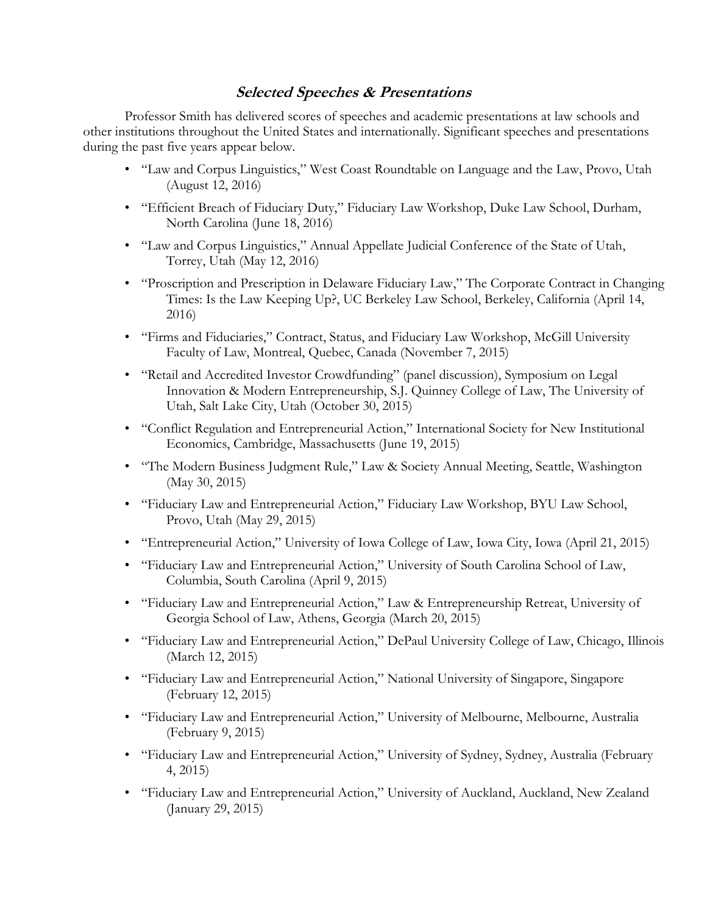## ***Selected Speeches & Presentations***

Professor Smith has delivered scores of speeches and academic presentations at law schools and other institutions throughout the United States and internationally. Significant speeches and presentations during the past five years appear below.

- "Law and Corpus Linguistics," West Coast Roundtable on Language and the Law, Provo, Utah (August 12, 2016)
- "Efficient Breach of Fiduciary Duty," Fiduciary Law Workshop, Duke Law School, Durham, North Carolina (June 18, 2016)
- "Law and Corpus Linguistics," Annual Appellate Judicial Conference of the State of Utah, Torrey, Utah (May 12, 2016)
- "Proscription and Prescription in Delaware Fiduciary Law," The Corporate Contract in Changing Times: Is the Law Keeping Up?, UC Berkeley Law School, Berkeley, California (April 14, 2016)
- "Firms and Fiduciaries," Contract, Status, and Fiduciary Law Workshop, McGill University Faculty of Law, Montreal, Quebec, Canada (November 7, 2015)
- "Retail and Accredited Investor Crowdfunding" (panel discussion), Symposium on Legal Innovation & Modern Entrepreneurship, S.J. Quinney College of Law, The University of Utah, Salt Lake City, Utah (October 30, 2015)
- "Conflict Regulation and Entrepreneurial Action," International Society for New Institutional Economics, Cambridge, Massachusetts (June 19, 2015)
- "The Modern Business Judgment Rule," Law & Society Annual Meeting, Seattle, Washington (May 30, 2015)
- "Fiduciary Law and Entrepreneurial Action," Fiduciary Law Workshop, BYU Law School, Provo, Utah (May 29, 2015)
- "Entrepreneurial Action," University of Iowa College of Law, Iowa City, Iowa (April 21, 2015)
- "Fiduciary Law and Entrepreneurial Action," University of South Carolina School of Law, Columbia, South Carolina (April 9, 2015)
- "Fiduciary Law and Entrepreneurial Action," Law & Entrepreneurship Retreat, University of Georgia School of Law, Athens, Georgia (March 20, 2015)
- "Fiduciary Law and Entrepreneurial Action," DePaul University College of Law, Chicago, Illinois (March 12, 2015)
- "Fiduciary Law and Entrepreneurial Action," National University of Singapore, Singapore (February 12, 2015)
- "Fiduciary Law and Entrepreneurial Action," University of Melbourne, Melbourne, Australia (February 9, 2015)
- "Fiduciary Law and Entrepreneurial Action," University of Sydney, Sydney, Australia (February 4, 2015)
- "Fiduciary Law and Entrepreneurial Action," University of Auckland, Auckland, New Zealand (January 29, 2015)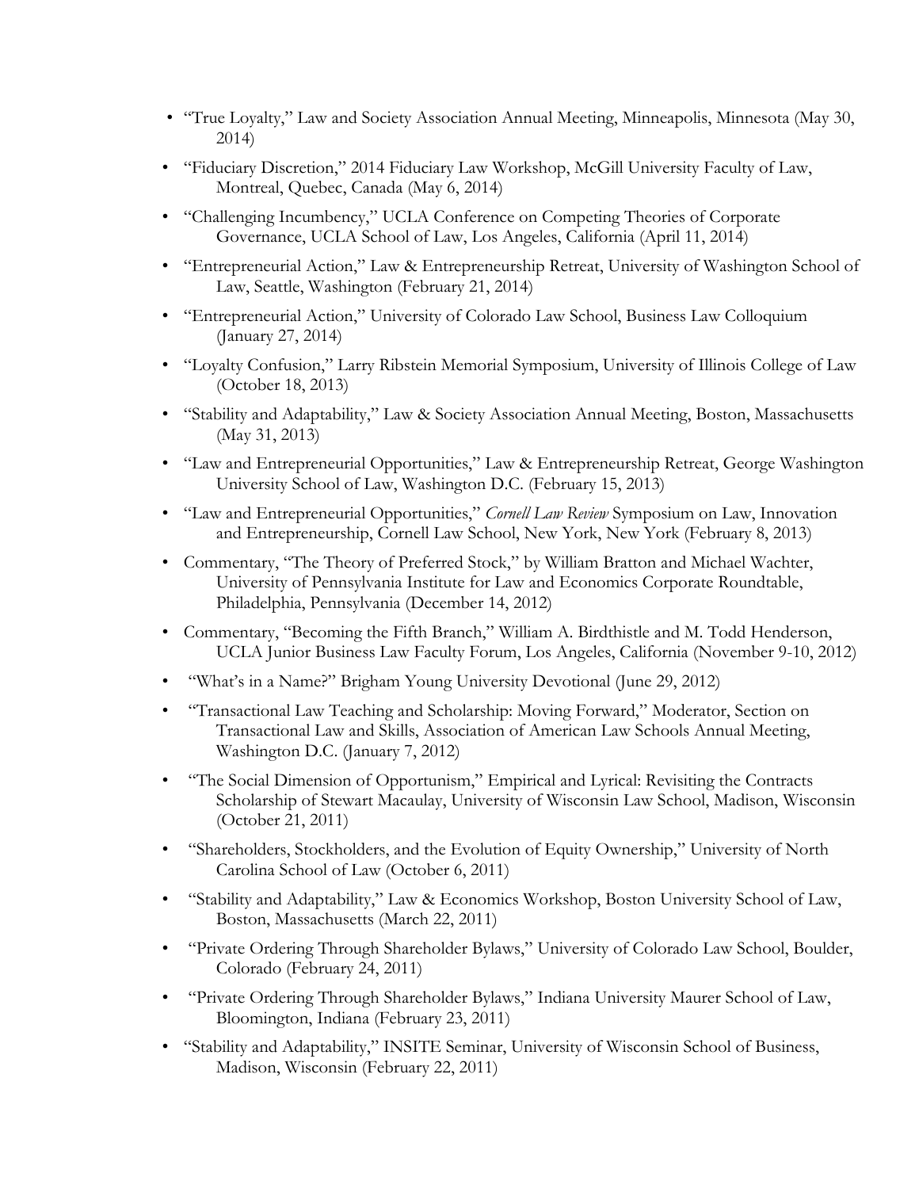- "True Loyalty," Law and Society Association Annual Meeting, Minneapolis, Minnesota (May 30, 2014)
- "Fiduciary Discretion," 2014 Fiduciary Law Workshop, McGill University Faculty of Law, Montreal, Quebec, Canada (May 6, 2014)
- "Challenging Incumbency," UCLA Conference on Competing Theories of Corporate Governance, UCLA School of Law, Los Angeles, California (April 11, 2014)
- "Entrepreneurial Action," Law & Entrepreneurship Retreat, University of Washington School of Law, Seattle, Washington (February 21, 2014)
- "Entrepreneurial Action," University of Colorado Law School, Business Law Colloquium (January 27, 2014)
- "Loyalty Confusion," Larry Ribstein Memorial Symposium, University of Illinois College of Law (October 18, 2013)
- "Stability and Adaptability," Law & Society Association Annual Meeting, Boston, Massachusetts (May 31, 2013)
- "Law and Entrepreneurial Opportunities," Law & Entrepreneurship Retreat, George Washington University School of Law, Washington D.C. (February 15, 2013)
- "Law and Entrepreneurial Opportunities," *Cornell Law Review* Symposium on Law, Innovation and Entrepreneurship, Cornell Law School, New York, New York (February 8, 2013)
- Commentary, "The Theory of Preferred Stock," by William Bratton and Michael Wachter, University of Pennsylvania Institute for Law and Economics Corporate Roundtable, Philadelphia, Pennsylvania (December 14, 2012)
- Commentary, "Becoming the Fifth Branch," William A. Birdthistle and M. Todd Henderson, UCLA Junior Business Law Faculty Forum, Los Angeles, California (November 9-10, 2012)
- "What's in a Name?" Brigham Young University Devotional (June 29, 2012)
- "Transactional Law Teaching and Scholarship: Moving Forward," Moderator, Section on Transactional Law and Skills, Association of American Law Schools Annual Meeting, Washington D.C. (January 7, 2012)
- "The Social Dimension of Opportunism," Empirical and Lyrical: Revisiting the Contracts Scholarship of Stewart Macaulay, University of Wisconsin Law School, Madison, Wisconsin (October 21, 2011)
- "Shareholders, Stockholders, and the Evolution of Equity Ownership," University of North Carolina School of Law (October 6, 2011)
- "Stability and Adaptability," Law & Economics Workshop, Boston University School of Law, Boston, Massachusetts (March 22, 2011)
- "Private Ordering Through Shareholder Bylaws," University of Colorado Law School, Boulder, Colorado (February 24, 2011)
- "Private Ordering Through Shareholder Bylaws," Indiana University Maurer School of Law, Bloomington, Indiana (February 23, 2011)
- "Stability and Adaptability," INSITE Seminar, University of Wisconsin School of Business, Madison, Wisconsin (February 22, 2011)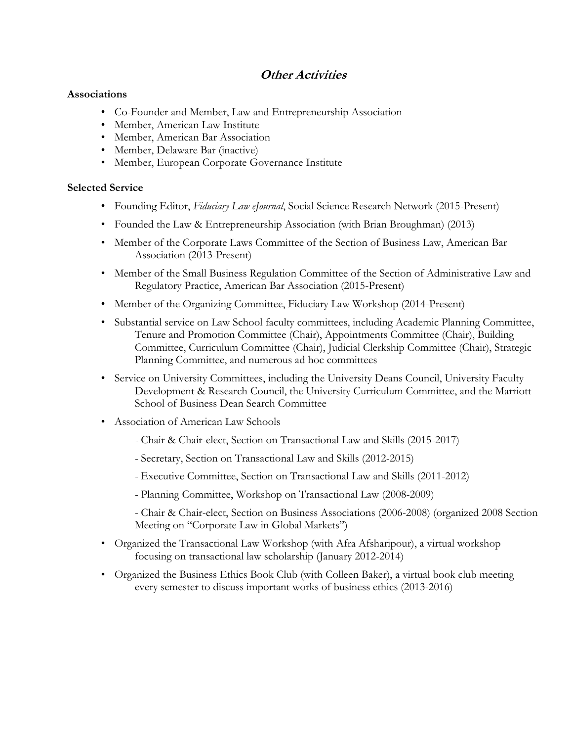## *Other Activities*

### Associations

- Co-Founder and Member, Law and Entrepreneurship Association
- Member, American Law Institute
- Member, American Bar Association
- Member, Delaware Bar (inactive)
- Member, European Corporate Governance Institute

### Selected Service

- Founding Editor, *Fiduciary Law eJournal*, Social Science Research Network (2015-Present)
- Founded the Law & Entrepreneurship Association (with Brian Broughman) (2013)
- Member of the Corporate Laws Committee of the Section of Business Law, American Bar Association (2013-Present)
- Member of the Small Business Regulation Committee of the Section of Administrative Law and Regulatory Practice, American Bar Association (2015-Present)
- Member of the Organizing Committee, Fiduciary Law Workshop (2014-Present)
- Substantial service on Law School faculty committees, including Academic Planning Committee, Tenure and Promotion Committee (Chair), Appointments Committee (Chair), Building Committee, Curriculum Committee (Chair), Judicial Clerkship Committee (Chair), Strategic Planning Committee, and numerous ad hoc committees
- Service on University Committees, including the University Deans Council, University Faculty Development & Research Council, the University Curriculum Committee, and the Marriott School of Business Dean Search Committee
- Association of American Law Schools
  - Chair & Chair-elect, Section on Transactional Law and Skills (2015-2017)
  - Secretary, Section on Transactional Law and Skills (2012-2015)
  - Executive Committee, Section on Transactional Law and Skills (2011-2012)
  - Planning Committee, Workshop on Transactional Law (2008-2009)
  - Chair & Chair-elect, Section on Business Associations (2006-2008) (organized 2008 Section Meeting on "Corporate Law in Global Markets")
- Organized the Transactional Law Workshop (with Afra Afsharipour), a virtual workshop focusing on transactional law scholarship (January 2012-2014)
- Organized the Business Ethics Book Club (with Colleen Baker), a virtual book club meeting every semester to discuss important works of business ethics (2013-2016)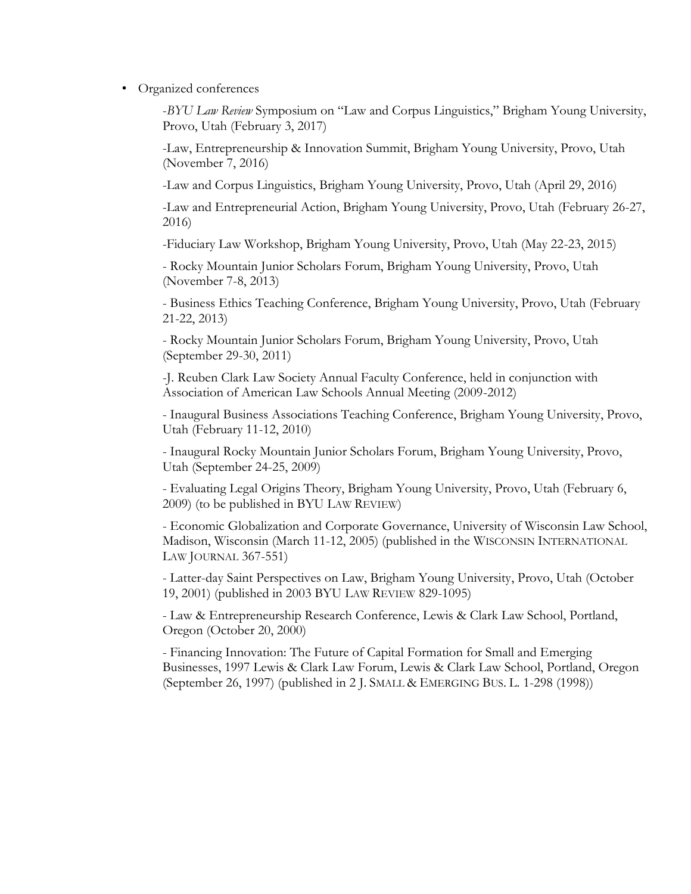- Organized conferences

  -*BYU Law Review* Symposium on "Law and Corpus Linguistics," Brigham Young University, Provo, Utah (February 3, 2017)

  -Law, Entrepreneurship & Innovation Summit, Brigham Young University, Provo, Utah (November 7, 2016)

  -Law and Corpus Linguistics, Brigham Young University, Provo, Utah (April 29, 2016)

  -Law and Entrepreneurial Action, Brigham Young University, Provo, Utah (February 26-27, 2016)

  -Fiduciary Law Workshop, Brigham Young University, Provo, Utah (May 22-23, 2015)

  - Rocky Mountain Junior Scholars Forum, Brigham Young University, Provo, Utah (November 7-8, 2013)

  - Business Ethics Teaching Conference, Brigham Young University, Provo, Utah (February 21-22, 2013)

  - Rocky Mountain Junior Scholars Forum, Brigham Young University, Provo, Utah (September 29-30, 2011)

  -J. Reuben Clark Law Society Annual Faculty Conference, held in conjunction with Association of American Law Schools Annual Meeting (2009-2012)

  - Inaugural Business Associations Teaching Conference, Brigham Young University, Provo, Utah (February 11-12, 2010)

  - Inaugural Rocky Mountain Junior Scholars Forum, Brigham Young University, Provo, Utah (September 24-25, 2009)

  - Evaluating Legal Origins Theory, Brigham Young University, Provo, Utah (February 6, 2009) (to be published in BYU LAW REVIEW)

  - Economic Globalization and Corporate Governance, University of Wisconsin Law School, Madison, Wisconsin (March 11-12, 2005) (published in the WISCONSIN INTERNATIONAL LAW JOURNAL 367-551)

  - Latter-day Saint Perspectives on Law, Brigham Young University, Provo, Utah (October 19, 2001) (published in 2003 BYU LAW REVIEW 829-1095)

  - Law & Entrepreneurship Research Conference, Lewis & Clark Law School, Portland, Oregon (October 20, 2000)

  - Financing Innovation: The Future of Capital Formation for Small and Emerging Businesses, 1997 Lewis & Clark Law Forum, Lewis & Clark Law School, Portland, Oregon (September 26, 1997) (published in 2 J. SMALL & EMERGING BUS. L. 1-298 (1998))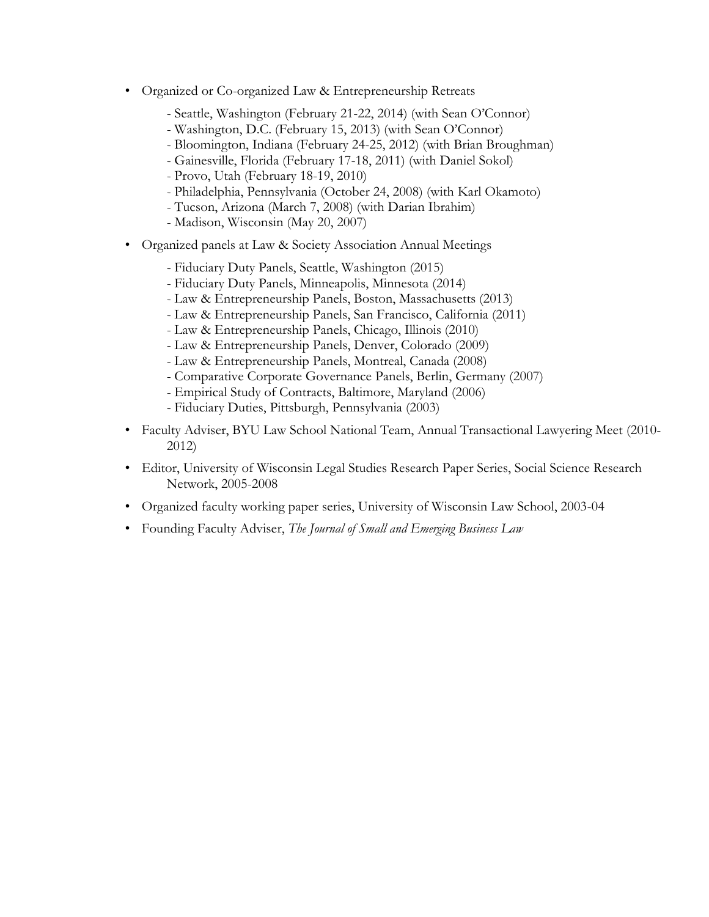- Organized or Co-organized Law & Entrepreneurship Retreats
    - Seattle, Washington (February 21-22, 2014) (with Sean O'Connor)
    - Washington, D.C. (February 15, 2013) (with Sean O'Connor)
    - Bloomington, Indiana (February 24-25, 2012) (with Brian Broughman)
    - Gainesville, Florida (February 17-18, 2011) (with Daniel Sokol)
    - Provo, Utah (February 18-19, 2010)
    - Philadelphia, Pennsylvania (October 24, 2008) (with Karl Okamoto)
    - Tucson, Arizona (March 7, 2008) (with Darian Ibrahim)
    - Madison, Wisconsin (May 20, 2007)
- Organized panels at Law & Society Association Annual Meetings
    - Fiduciary Duty Panels, Seattle, Washington (2015)
    - Fiduciary Duty Panels, Minneapolis, Minnesota (2014)
    - Law & Entrepreneurship Panels, Boston, Massachusetts (2013)
    - Law & Entrepreneurship Panels, San Francisco, California (2011)
    - Law & Entrepreneurship Panels, Chicago, Illinois (2010)
    - Law & Entrepreneurship Panels, Denver, Colorado (2009)
    - Law & Entrepreneurship Panels, Montreal, Canada (2008)
    - Comparative Corporate Governance Panels, Berlin, Germany (2007)
    - Empirical Study of Contracts, Baltimore, Maryland (2006)
    - Fiduciary Duties, Pittsburgh, Pennsylvania (2003)
- Faculty Adviser, BYU Law School National Team, Annual Transactional Lawyering Meet (2010-2012)
- Editor, University of Wisconsin Legal Studies Research Paper Series, Social Science Research Network, 2005-2008
- Organized faculty working paper series, University of Wisconsin Law School, 2003-04
- Founding Faculty Adviser, *The Journal of Small and Emerging Business Law*